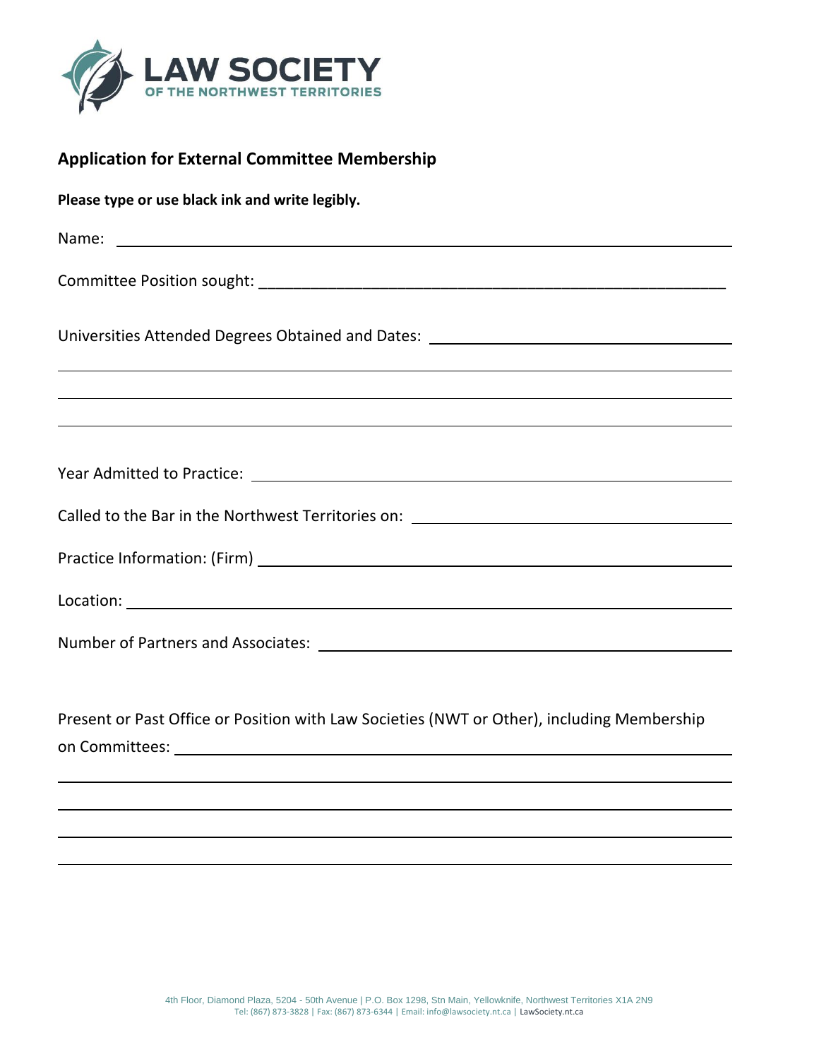LAW SOCIETY
OF THE NORTHWEST TERRITORIES

## Application for External Committee Membership

**Please type or use black ink and write legibly.**

Name: ______________________________________________________________

Committee Position sought: ______________________________________________________________

Universities Attended Degrees Obtained and Dates: ______________________________________________________________

______________________________________________________________

______________________________________________________________

______________________________________________________________

Year Admitted to Practice: ______________________________________________________________

Called to the Bar in the Northwest Territories on: ______________________________________________________________

Practice Information: (Firm) ______________________________________________________________

Location: ______________________________________________________________

Number of Partners and Associates: ______________________________________________________________

Present or Past Office or Position with Law Societies (NWT or Other), including Membership on Committees: ______________________________________________________________

______________________________________________________________

______________________________________________________________

______________________________________________________________

______________________________________________________________

4th Floor, Diamond Plaza, 5204 - 50th Avenue | P.O. Box 1298, Stn Main, Yellowknife, Northwest Territories X1A 2N9
Tel: (867) 873-3828 | Fax: (867) 873-6344 | Email: info@lawsociety.nt.ca | LawSociety.nt.ca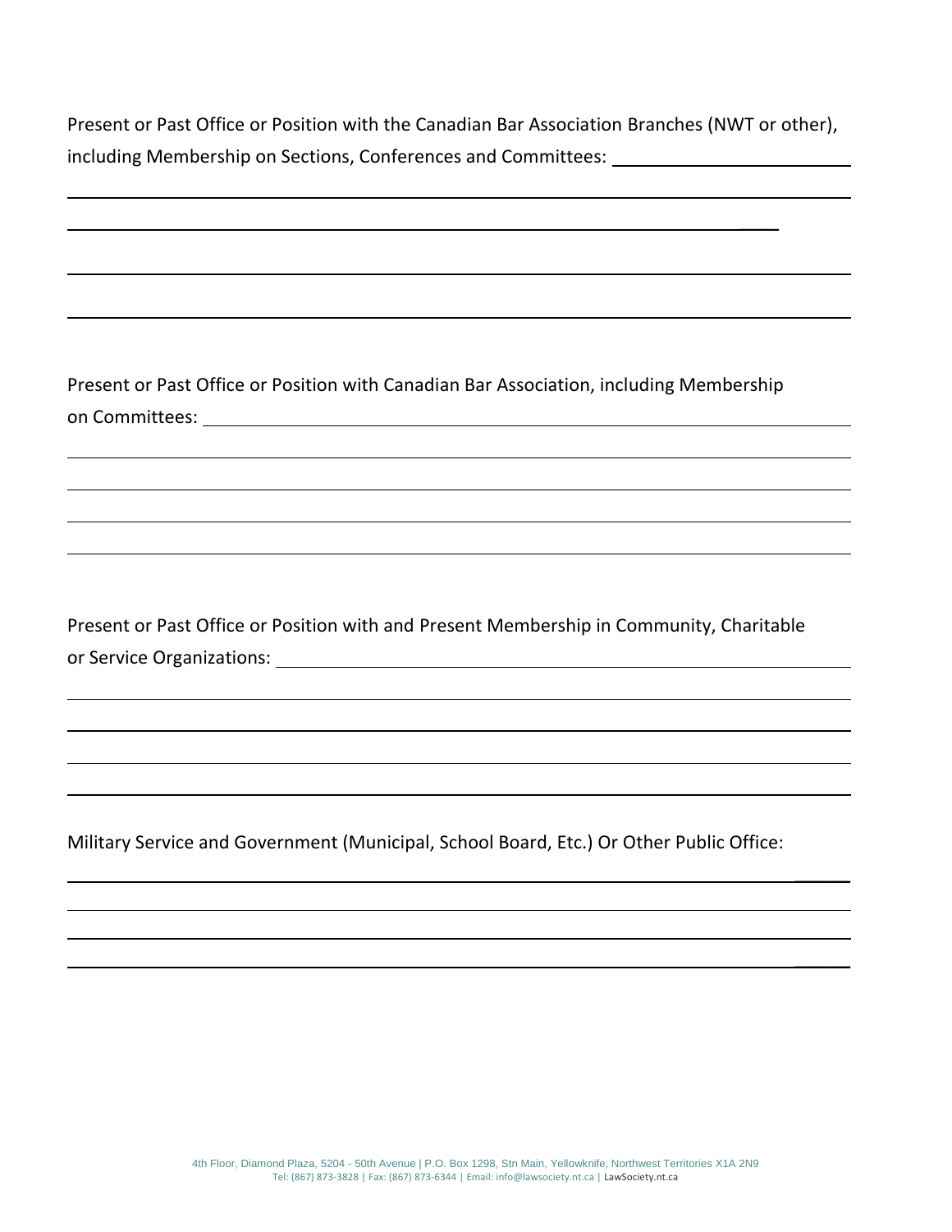Present or Past Office or Position with the Canadian Bar Association Branches (NWT or other), including Membership on Sections, Conferences and Committees: ______________________

______________________________________________________________________________

______________________________________________________________________________

______________________________________________________________________________

______________________________________________________________________________

Present or Past Office or Position with Canadian Bar Association, including Membership on Committees: ______________________________________________________________

______________________________________________________________________________

______________________________________________________________________________

______________________________________________________________________________

______________________________________________________________________________

Present or Past Office or Position with and Present Membership in Community, Charitable or Service Organizations: ____________________________________________________

______________________________________________________________________________

______________________________________________________________________________

______________________________________________________________________________

______________________________________________________________________________

Military Service and Government (Municipal, School Board, Etc.) Or Other Public Office:

______________________________________________________________________________

______________________________________________________________________________

______________________________________________________________________________

______________________________________________________________________________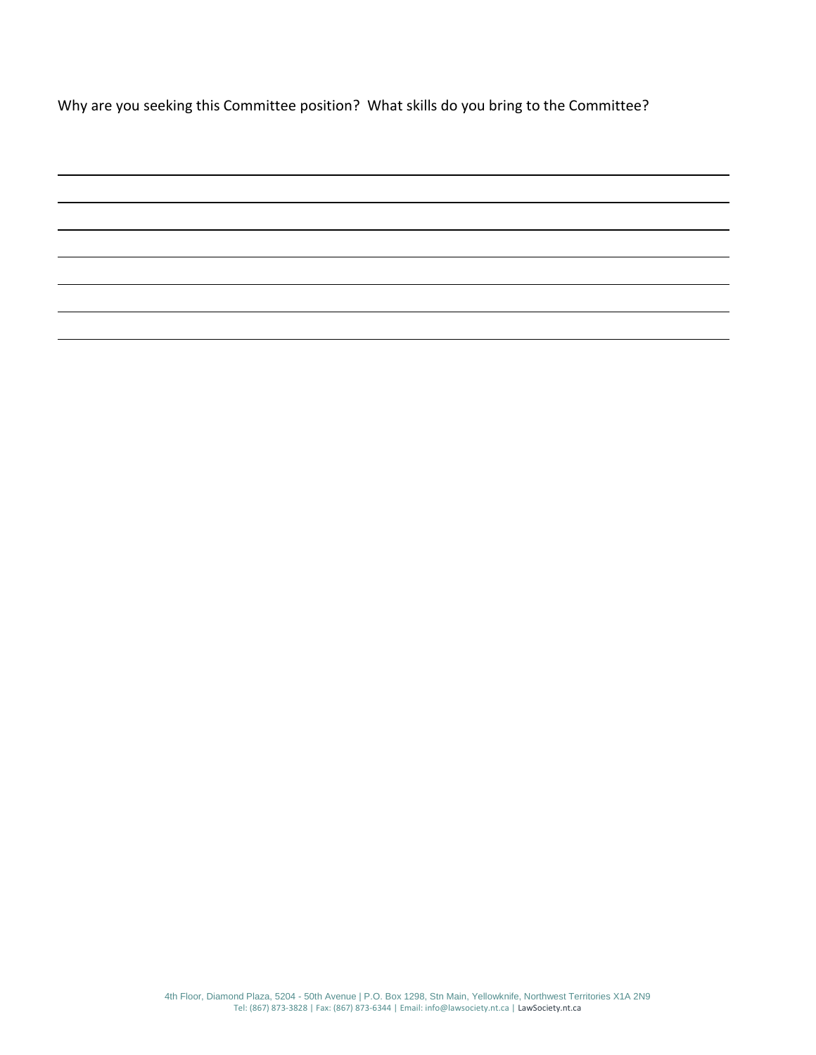Why are you seeking this Committee position? What skills do you bring to the Committee?

______________________________________________________________________________

______________________________________________________________________________

______________________________________________________________________________

______________________________________________________________________________

______________________________________________________________________________

______________________________________________________________________________

4th Floor, Diamond Plaza, 5204 - 50th Avenue | P.O. Box 1298, Stn Main, Yellowknife, Northwest Territories X1A 2N9
Tel: (867) 873-3828 | Fax: (867) 873-6344 | Email: info@lawsociety.nt.ca | LawSociety.nt.ca